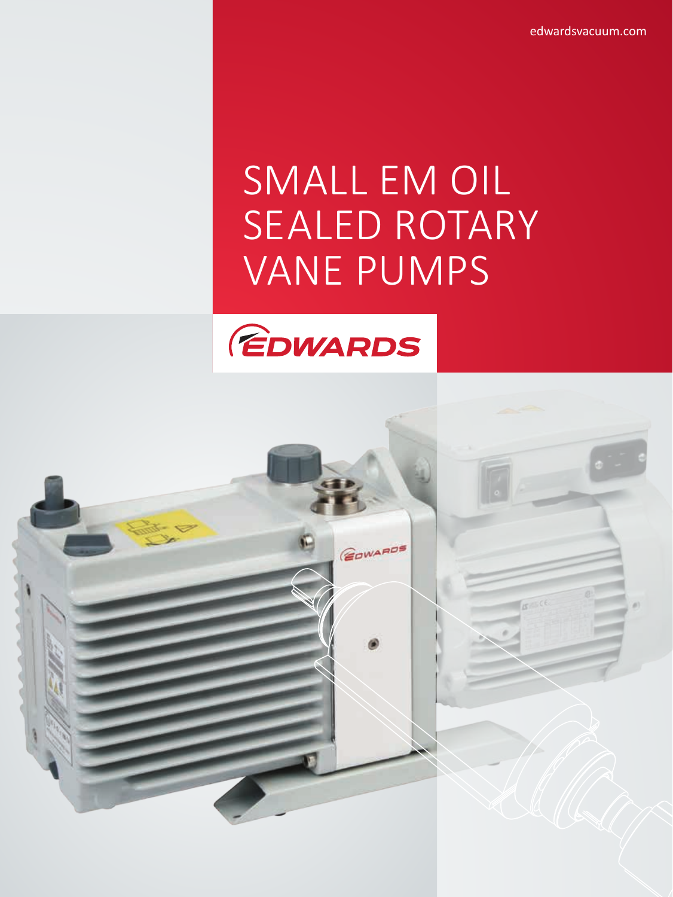edwardsvacuum.com

# SMALL EM OIL SEALED ROTARY VANE PUMPS

EDWARDS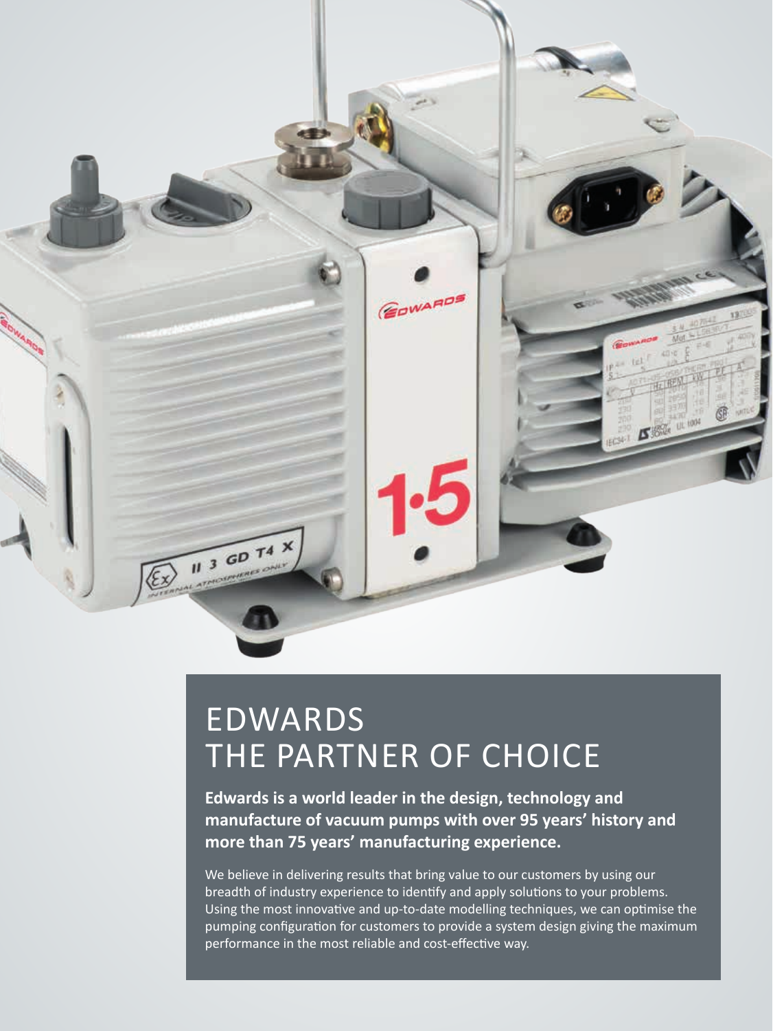# EDWARDS
# THE PARTNER OF CHOICE

**Edwards is a world leader in the design, technology and manufacture of vacuum pumps with over 95 years' history and more than 75 years' manufacturing experience.**

We believe in delivering results that bring value to our customers by using our breadth of industry experience to identify and apply solutions to your problems. Using the most innovative and up-to-date modelling techniques, we can optimise the pumping configuration for customers to provide a system design giving the maximum performance in the most reliable and cost-effective way.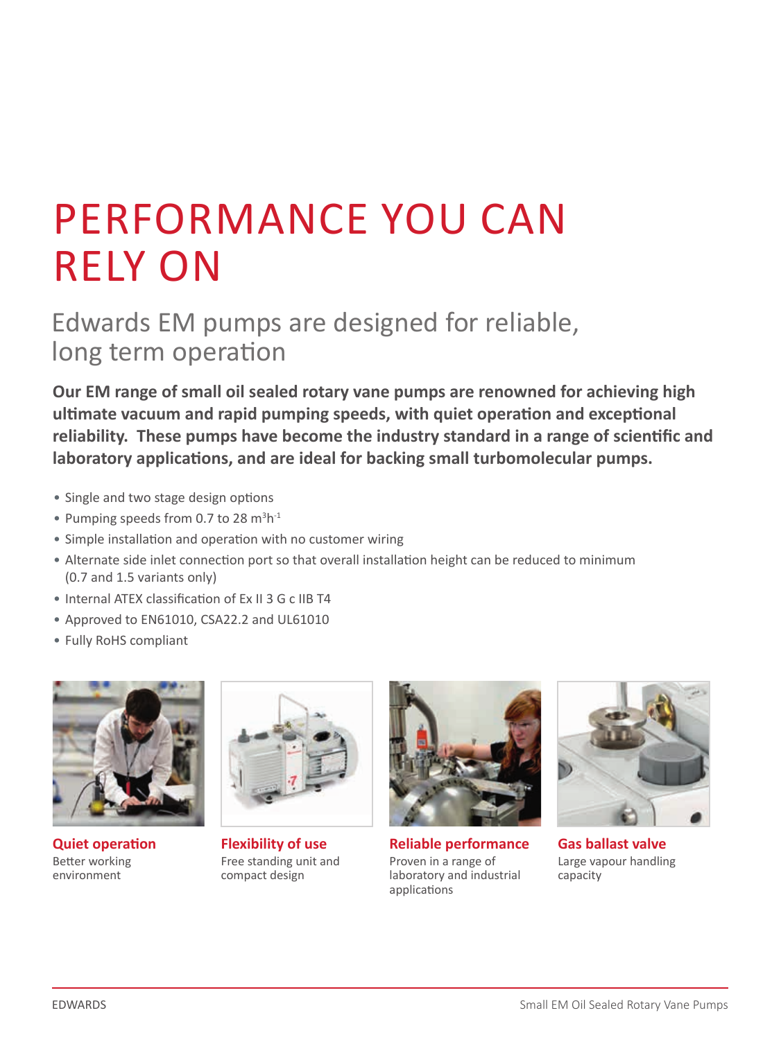# PERFORMANCE YOU CAN RELY ON

## Edwards EM pumps are designed for reliable, long term operation

**Our EM range of small oil sealed rotary vane pumps are renowned for achieving high ultimate vacuum and rapid pumping speeds, with quiet operation and exceptional reliability. These pumps have become the industry standard in a range of scientific and laboratory applications, and are ideal for backing small turbomolecular pumps.**

- Single and two stage design options
- Pumping speeds from 0.7 to 28 $m^3h^{-1}$
- Simple installation and operation with no customer wiring
- Alternate side inlet connection port so that overall installation height can be reduced to minimum (0.7 and 1.5 variants only)
- Internal ATEX classification of Ex II 3 G c IIB T4
- Approved to EN61010, CSA22.2 and UL61010
- Fully RoHS compliant

**Quiet operation**
Better working environment

**Flexibility of use**
Free standing unit and compact design

**Reliable performance**
Proven in a range of laboratory and industrial applications

**Gas ballast valve**
Large vapour handling capacity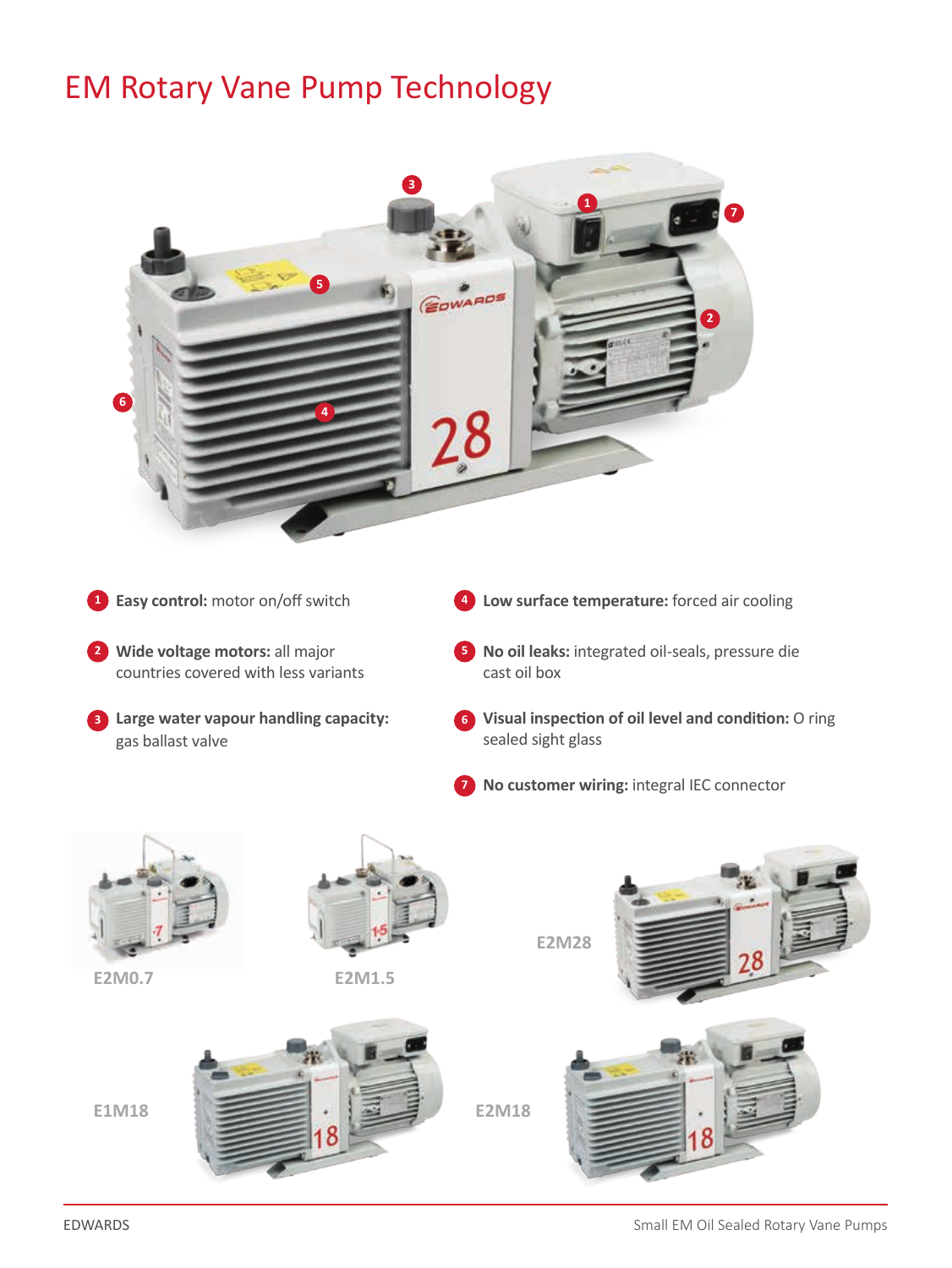# EM Rotary Vane Pump Technology

1. **Easy control:** motor on/off switch
2. **Wide voltage motors:** all major countries covered with less variants
3. **Large water vapour handling capacity:** gas ballast valve
4. **Low surface temperature:** forced air cooling
5. **No oil leaks:** integrated oil-seals, pressure die cast oil box
6. **Visual inspection of oil level and condition:** O ring sealed sight glass
7. **No customer wiring:** integral IEC connector

E2M0.7

E2M1.5

E2M28

E1M18

E2M18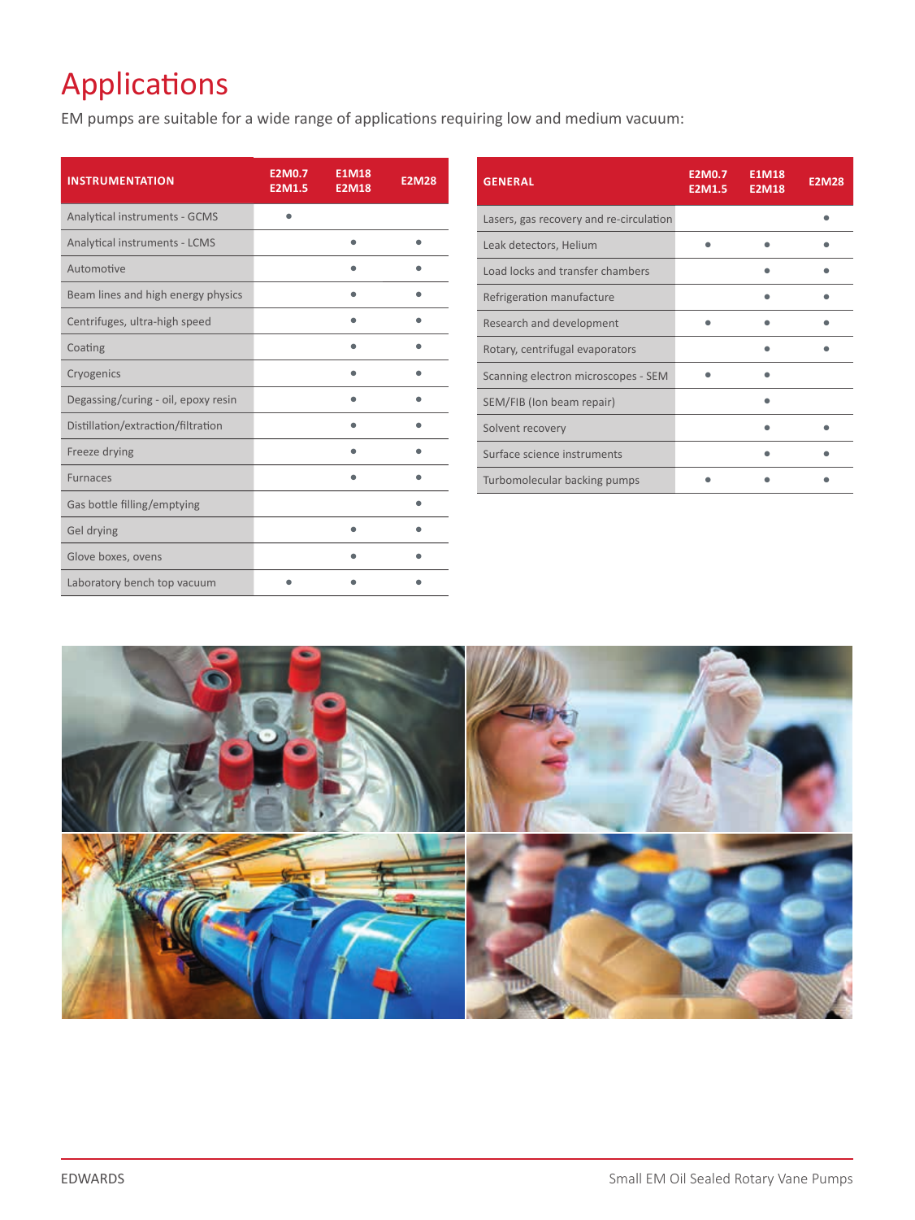# Applications

EM pumps are suitable for a wide range of applications requiring low and medium vacuum:

| INSTRUMENTATION | E2M0.7 E2M1.5 | E1M18 E2M18 | E2M28 |
|---|---|---|---|
| Analytical instruments - GCMS | • | | |
| Analytical instruments - LCMS | | • | • |
| Automotive | | • | • |
| Beam lines and high energy physics | | • | • |
| Centrifuges, ultra-high speed | | • | • |
| Coating | | • | • |
| Cryogenics | | • | • |
| Degassing/curing - oil, epoxy resin | | • | • |
| Distillation/extraction/filtration | | • | • |
| Freeze drying | | • | • |
| Furnaces | | • | • |
| Gas bottle filling/emptying | | | • |
| Gel drying | | • | • |
| Glove boxes, ovens | | • | • |
| Laboratory bench top vacuum | • | • | • |

| GENERAL | E2M0.7 E2M1.5 | E1M18 E2M18 | E2M28 |
|---|---|---|---|
| Lasers, gas recovery and re-circulation | | | • |
| Leak detectors, Helium | • | • | • |
| Load locks and transfer chambers | | • | • |
| Refrigeration manufacture | | • | • |
| Research and development | • | • | • |
| Rotary, centrifugal evaporators | | • | • |
| Scanning electron microscopes - SEM | • | • | |
| SEM/FIB (Ion beam repair) | | • | |
| Solvent recovery | | • | • |
| Surface science instruments | | • | • |
| Turbomolecular backing pumps | • | • | • |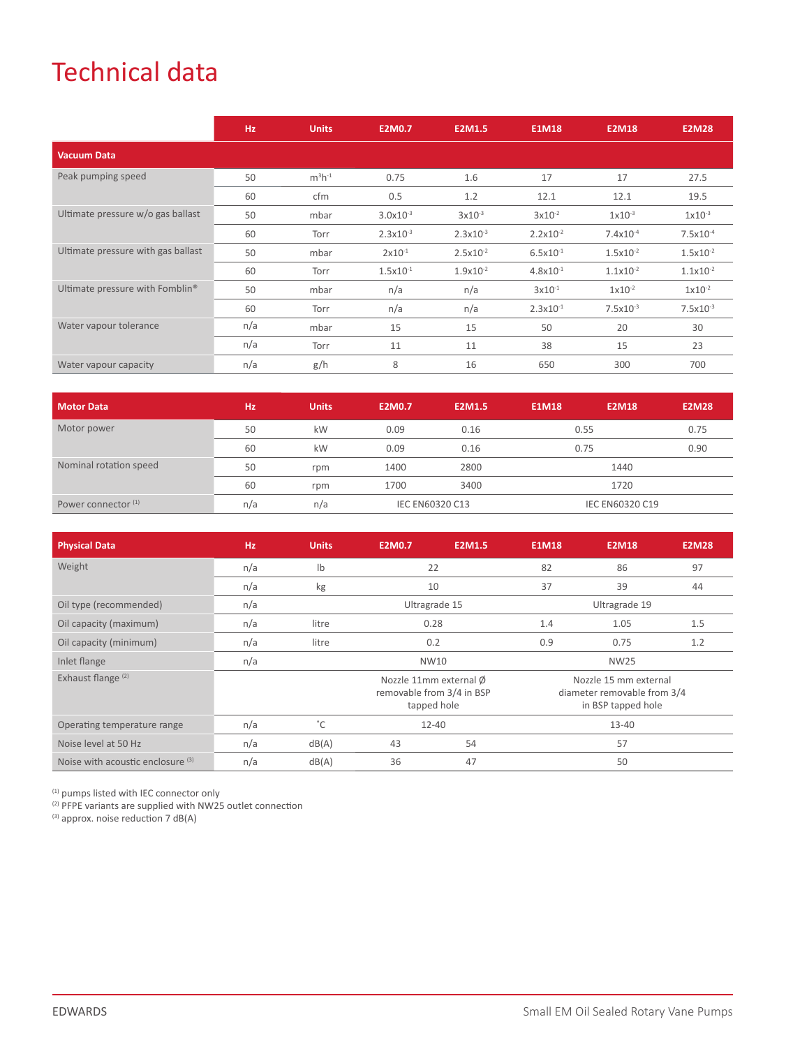# Technical data

| | Hz | Units | E2M0.7 | E2M1.5 | E1M18 | E2M18 | E2M28 |
|---|---|---|---|---|---|---|---|
| **Vacuum Data** | | | | | | | |
| Peak pumping speed | 50 | $m^3h^{-1}$ | 0.75 | 1.6 | 17 | 17 | 27.5 |
| | 60 | cfm | 0.5 | 1.2 | 12.1 | 12.1 | 19.5 |
| Ultimate pressure w/o gas ballast | 50 | mbar | $3.0x10^{-3}$ | $3x10^{-3}$ | $3x10^{-2}$ | $1x10^{-3}$ | $1x10^{-3}$ |
| | 60 | Torr | $2.3x10^{-3}$ | $2.3x10^{-3}$ | $2.2x10^{-2}$ | $7.4x10^{-4}$ | $7.5x10^{-4}$ |
| Ultimate pressure with gas ballast | 50 | mbar | $2x10^{-1}$ | $2.5x10^{-2}$ | $6.5x10^{-1}$ | $1.5x10^{-2}$ | $1.5x10^{-2}$ |
| | 60 | Torr | $1.5x10^{-1}$ | $1.9x10^{-2}$ | $4.8x10^{-1}$ | $1.1x10^{-2}$ | $1.1x10^{-2}$ |
| Ultimate pressure with Fomblin® | 50 | mbar | n/a | n/a | $3x10^{-1}$ | $1x10^{-2}$ | $1x10^{-2}$ |
| | 60 | Torr | n/a | n/a | $2.3x10^{-1}$ | $7.5x10^{-3}$ | $7.5x10^{-3}$ |
| Water vapour tolerance | n/a | mbar | 15 | 15 | 50 | 20 | 30 |
| | n/a | Torr | 11 | 11 | 38 | 15 | 23 |
| Water vapour capacity | n/a | g/h | 8 | 16 | 650 | 300 | 700 |

| **Motor Data** | Hz | Units | E2M0.7 | E2M1.5 | E1M18 | E2M18 | E2M28 |
|---|---|---|---|---|---|---|---|
| Motor power | 50 | kW | 0.09 | 0.16 | 0.55 | | 0.75 |
| | 60 | kW | 0.09 | 0.16 | 0.75 | | 0.90 |
| Nominal rotation speed | 50 | rpm | 1400 | 2800 | 1440 | | |
| | 60 | rpm | 1700 | 3400 | 1720 | | |
| Power connector [1] | n/a | n/a | IEC EN60320 C13 | | IEC EN60320 C19 | | |

| **Physical Data** | Hz | Units | E2M0.7 | E2M1.5 | E1M18 | E2M18 | E2M28 |
|---|---|---|---|---|---|---|---|
| Weight | n/a | lb | 22 | | 82 | 86 | 97 |
| | n/a | kg | 10 | | 37 | 39 | 44 |
| Oil type (recommended) | n/a | | Ultragrade 15 | | Ultragrade 19 | | |
| Oil capacity (maximum) | n/a | litre | 0.28 | | 1.4 | 1.05 | 1.5 |
| Oil capacity (minimum) | n/a | litre | 0.2 | | 0.9 | 0.75 | 1.2 |
| Inlet flange | n/a | | NW10 | | NW25 | | |
| Exhaust flange [2] | | | Nozzle 11mm external Ø removable from 3/4 in BSP tapped hole | | Nozzle 15 mm external diameter removable from 3/4 in BSP tapped hole | | |
| Operating temperature range | n/a | ˚C | 12-40 | | 13-40 | | |
| Noise level at 50 Hz | n/a | dB(A) | 43 | 54 | 57 | | |
| Noise with acoustic enclosure [3] | n/a | dB(A) | 36 | 47 | 50 | | |

[1] pumps listed with IEC connector only
[2] PFPE variants are supplied with NW25 outlet connection
[3] approx. noise reduction 7 dB(A)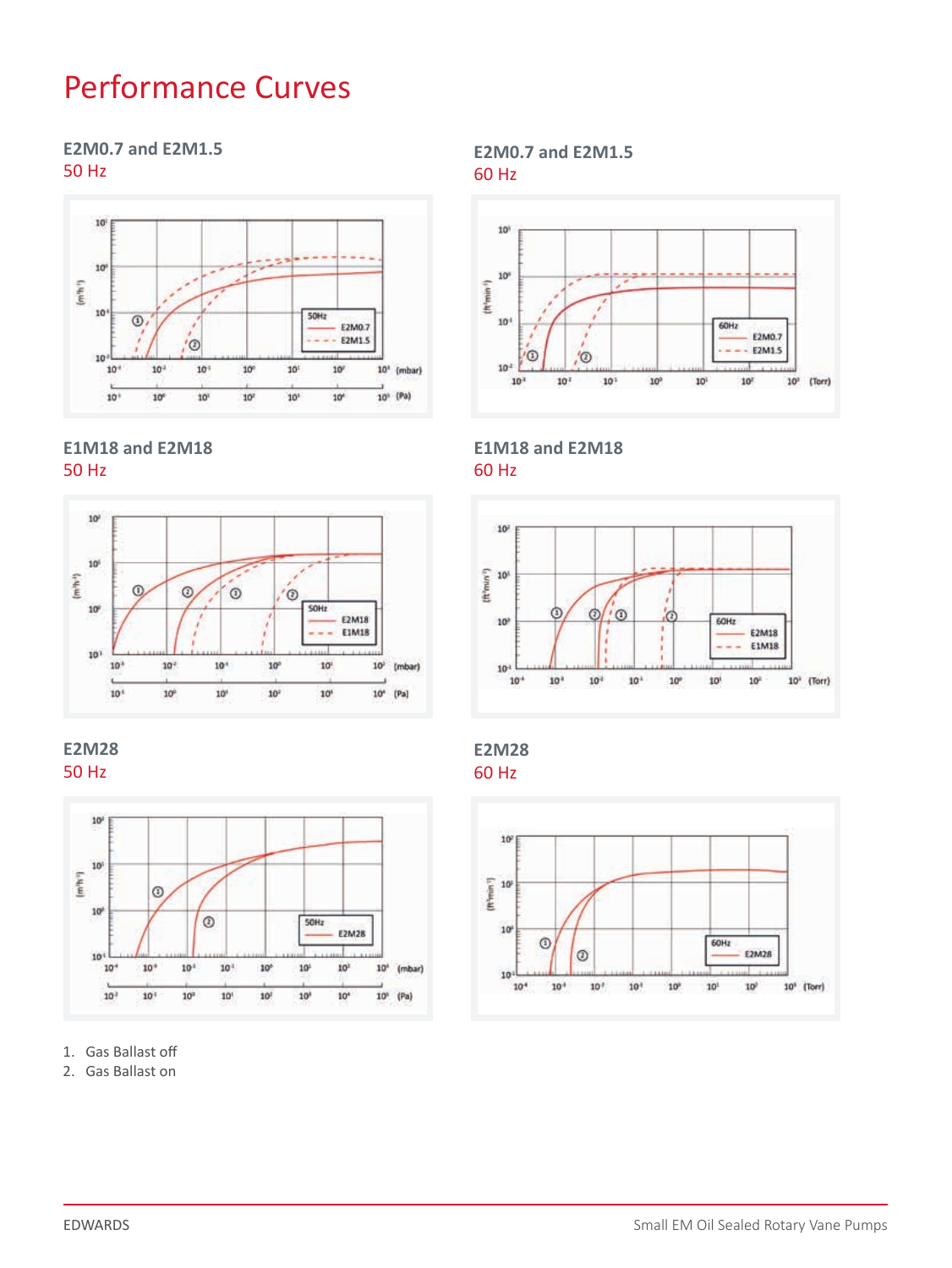# Performance Curves

### E2M0.7 and E2M1.5
50 Hz

### E2M0.7 and E2M1.5
60 Hz

### E1M18 and E2M18
50 Hz

### E1M18 and E2M18
60 Hz

### E2M28
50 Hz

### E2M28
60 Hz

1. Gas Ballast off
2. Gas Ballast on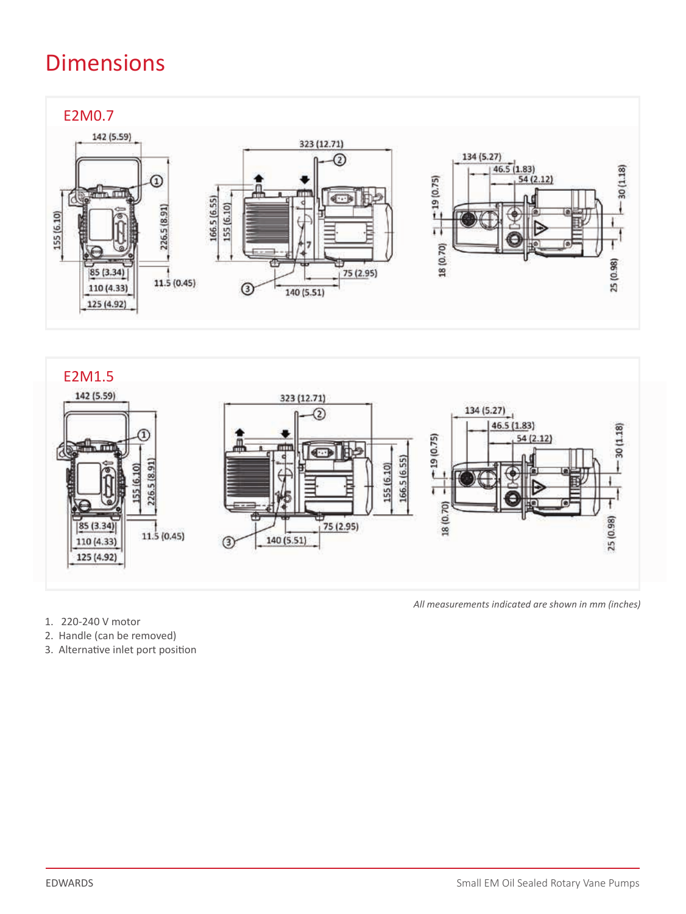# Dimensions

## E2M0.7

## E2M1.5

*All measurements indicated are shown in mm (inches)*

1. 220-240 V motor
2. Handle (can be removed)
3. Alternative inlet port position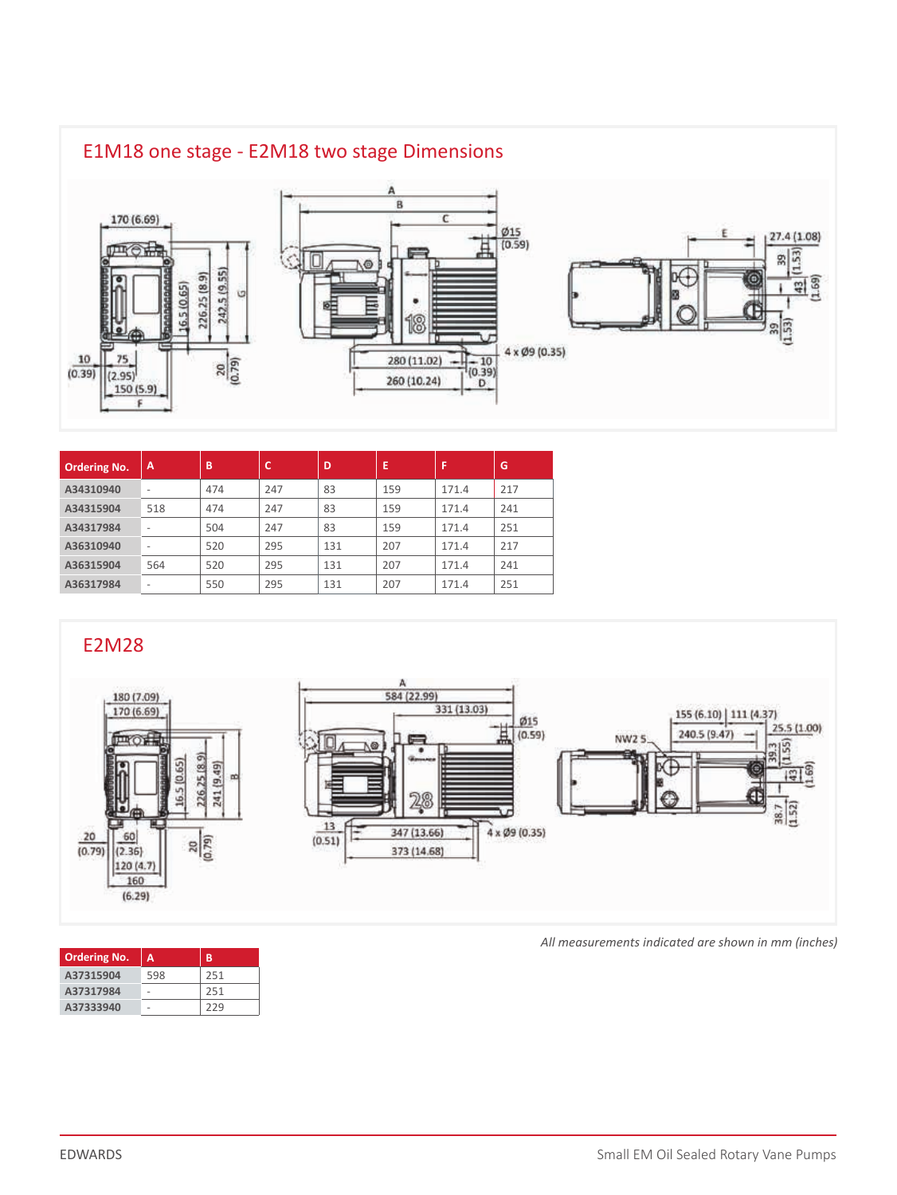## E1M18 one stage - E2M18 two stage Dimensions

| Ordering No. | A | B | C | D | E | F | G |
|---|---|---|---|---|---|---|---|
| A34310940 | - | 474 | 247 | 83 | 159 | 171.4 | 217 |
| A34315904 | 518 | 474 | 247 | 83 | 159 | 171.4 | 241 |
| A34317984 | - | 504 | 247 | 83 | 159 | 171.4 | 251 |
| A36310940 | - | 520 | 295 | 131 | 207 | 171.4 | 217 |
| A36315904 | 564 | 520 | 295 | 131 | 207 | 171.4 | 241 |
| A36317984 | - | 550 | 295 | 131 | 207 | 171.4 | 251 |

## E2M28

| Ordering No. | A | B |
|---|---|---|
| A37315904 | 598 | 251 |
| A37317984 | - | 251 |
| A37333940 | - | 229 |

*All measurements indicated are shown in mm (inches)*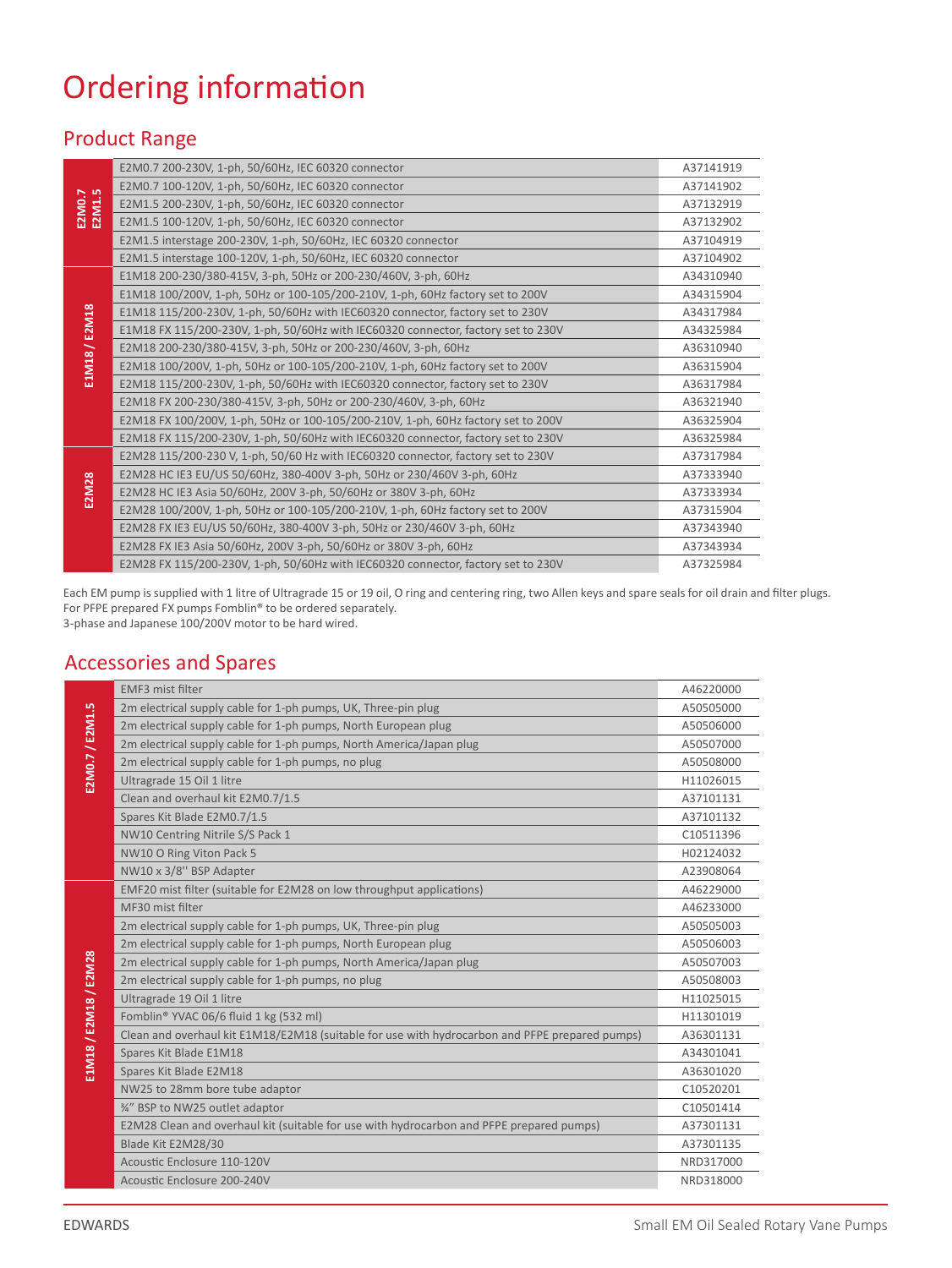# Ordering information

## Product Range

| Range | Description | Part Number |
|---|---|---|
| E2M0.7 E2M1.5 | E2M0.7 200-230V, 1-ph, 50/60Hz, IEC 60320 connector | A37141919 |
| | E2M0.7 100-120V, 1-ph, 50/60Hz, IEC 60320 connector | A37141902 |
| | E2M1.5 200-230V, 1-ph, 50/60Hz, IEC 60320 connector | A37132919 |
| | E2M1.5 100-120V, 1-ph, 50/60Hz, IEC 60320 connector | A37132902 |
| | E2M1.5 interstage 200-230V, 1-ph, 50/60Hz, IEC 60320 connector | A37104919 |
| | E2M1.5 interstage 100-120V, 1-ph, 50/60Hz, IEC 60320 connector | A37104902 |
| E1M18 / E2M18 | E1M18 200-230/380-415V, 3-ph, 50Hz or 200-230/460V, 3-ph, 60Hz | A34310940 |
| | E1M18 100/200V, 1-ph, 50Hz or 100-105/200-210V, 1-ph, 60Hz factory set to 200V | A34315904 |
| | E1M18 115/200-230V, 1-ph, 50/60Hz with IEC60320 connector, factory set to 230V | A34317984 |
| | E1M18 FX 115/200-230V, 1-ph, 50/60Hz with IEC60320 connector, factory set to 230V | A34325984 |
| | E2M18 200-230/380-415V, 3-ph, 50Hz or 200-230/460V, 3-ph, 60Hz | A36310940 |
| | E2M18 100/200V, 1-ph, 50Hz or 100-105/200-210V, 1-ph, 60Hz factory set to 200V | A36315904 |
| | E2M18 115/200-230V, 1-ph, 50/60Hz with IEC60320 connector, factory set to 230V | A36317984 |
| | E2M18 FX 200-230/380-415V, 3-ph, 50Hz or 200-230/460V, 3-ph, 60Hz | A36321940 |
| | E2M18 FX 100/200V, 1-ph, 50Hz or 100-105/200-210V, 1-ph, 60Hz factory set to 200V | A36325904 |
| | E2M18 FX 115/200-230V, 1-ph, 50/60Hz with IEC60320 connector, factory set to 230V | A36325984 |
| E2M28 | E2M28 115/200-230 V, 1-ph, 50/60 Hz with IEC60320 connector, factory set to 230V | A37317984 |
| | E2M28 HC IE3 EU/US 50/60Hz, 380-400V 3-ph, 50Hz or 230/460V 3-ph, 60Hz | A37333940 |
| | E2M28 HC IE3 Asia 50/60Hz, 200V 3-ph, 50/60Hz or 380V 3-ph, 60Hz | A37333934 |
| | E2M28 100/200V, 1-ph, 50Hz or 100-105/200-210V, 1-ph, 60Hz factory set to 200V | A37315904 |
| | E2M28 FX IE3 EU/US 50/60Hz, 380-400V 3-ph, 50Hz or 230/460V 3-ph, 60Hz | A37343940 |
| | E2M28 FX IE3 Asia 50/60Hz, 200V 3-ph, 50/60Hz or 380V 3-ph, 60Hz | A37343934 |
| | E2M28 FX 115/200-230V, 1-ph, 50/60Hz with IEC60320 connector, factory set to 230V | A37325984 |

Each EM pump is supplied with 1 litre of Ultragrade 15 or 19 oil, O ring and centering ring, two Allen keys and spare seals for oil drain and filter plugs.
For PFPE prepared FX pumps Fomblin® to be ordered separately.
3-phase and Japanese 100/200V motor to be hard wired.

## Accessories and Spares

| Range | Description | Part Number |
|---|---|---|
| E2M0.7 / E2M1.5 | EMF3 mist filter | A46220000 |
| | 2m electrical supply cable for 1-ph pumps, UK, Three-pin plug | A50505000 |
| | 2m electrical supply cable for 1-ph pumps, North European plug | A50506000 |
| | 2m electrical supply cable for 1-ph pumps, North America/Japan plug | A50507000 |
| | 2m electrical supply cable for 1-ph pumps, no plug | A50508000 |
| | Ultragrade 15 Oil 1 litre | H11026015 |
| | Clean and overhaul kit E2M0.7/1.5 | A37101131 |
| | Spares Kit Blade E2M0.7/1.5 | A37101132 |
| | NW10 Centring Nitrile S/S Pack 1 | C10511396 |
| | NW10 O Ring Viton Pack 5 | H02124032 |
| | NW10 x 3/8'' BSP Adapter | A23908064 |
| E1M18 / E2M18 / E2M28 | EMF20 mist filter (suitable for E2M28 on low throughput applications) | A46229000 |
| | MF30 mist filter | A46233000 |
| | 2m electrical supply cable for 1-ph pumps, UK, Three-pin plug | A50505003 |
| | 2m electrical supply cable for 1-ph pumps, North European plug | A50506003 |
| | 2m electrical supply cable for 1-ph pumps, North America/Japan plug | A50507003 |
| | 2m electrical supply cable for 1-ph pumps, no plug | A50508003 |
| | Ultragrade 19 Oil 1 litre | H11025015 |
| | Fomblin® YVAC 06/6 fluid 1 kg (532 ml) | H11301019 |
| | Clean and overhaul kit E1M18/E2M18 (suitable for use with hydrocarbon and PFPE prepared pumps) | A36301131 |
| | Spares Kit Blade E1M18 | A34301041 |
| | Spares Kit Blade E2M18 | A36301020 |
| | NW25 to 28mm bore tube adaptor | C10520201 |
| | ¾" BSP to NW25 outlet adaptor | C10501414 |
| | E2M28 Clean and overhaul kit (suitable for use with hydrocarbon and PFPE prepared pumps) | A37301131 |
| | Blade Kit E2M28/30 | A37301135 |
| | Acoustic Enclosure 110-120V | NRD317000 |
| | Acoustic Enclosure 200-240V | NRD318000 |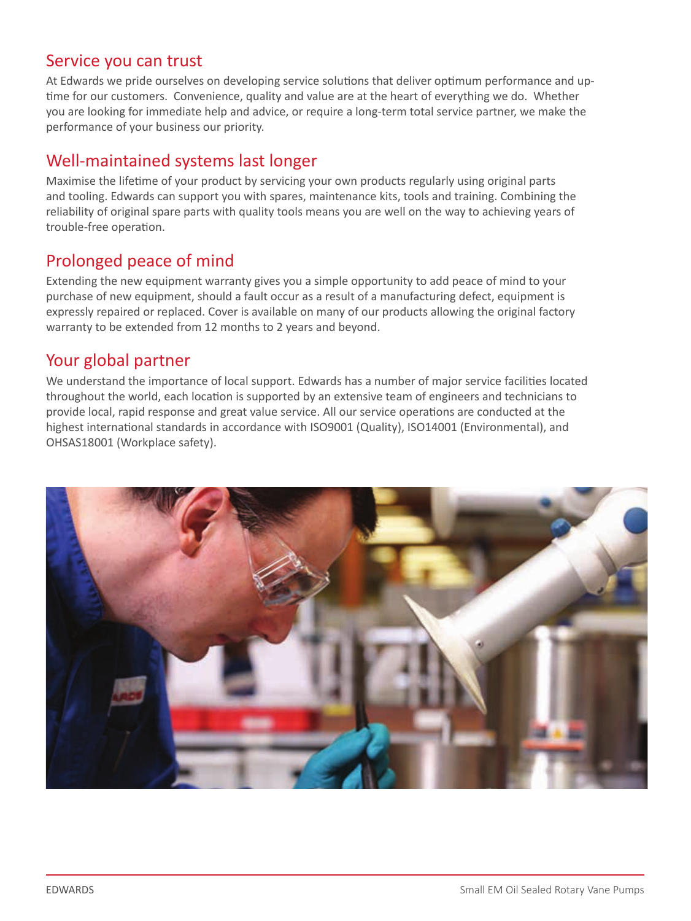## Service you can trust

At Edwards we pride ourselves on developing service solutions that deliver optimum performance and up-time for our customers. Convenience, quality and value are at the heart of everything we do. Whether you are looking for immediate help and advice, or require a long-term total service partner, we make the performance of your business our priority.

## Well-maintained systems last longer

Maximise the lifetime of your product by servicing your own products regularly using original parts and tooling. Edwards can support you with spares, maintenance kits, tools and training. Combining the reliability of original spare parts with quality tools means you are well on the way to achieving years of trouble-free operation.

## Prolonged peace of mind

Extending the new equipment warranty gives you a simple opportunity to add peace of mind to your purchase of new equipment, should a fault occur as a result of a manufacturing defect, equipment is expressly repaired or replaced. Cover is available on many of our products allowing the original factory warranty to be extended from 12 months to 2 years and beyond.

## Your global partner

We understand the importance of local support. Edwards has a number of major service facilities located throughout the world, each location is supported by an extensive team of engineers and technicians to provide local, rapid response and great value service. All our service operations are conducted at the highest international standards in accordance with ISO9001 (Quality), ISO14001 (Environmental), and OHSAS18001 (Workplace safety).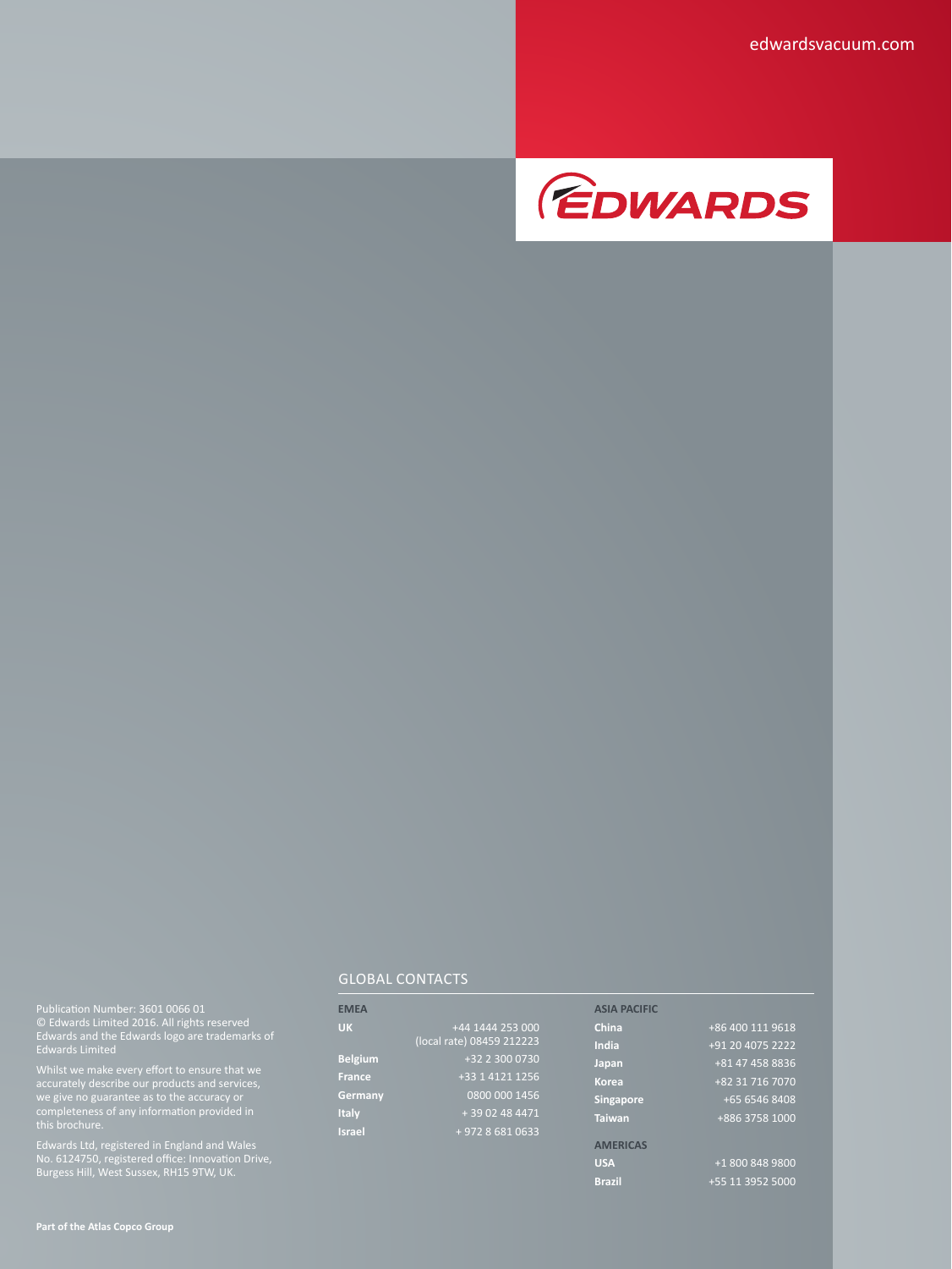edwardsvacuum.com

EDWARDS

Publication Number: 3601 0066 01
© Edwards Limited 2016. All rights reserved
Edwards and the Edwards logo are trademarks of Edwards Limited

Whilst we make every effort to ensure that we accurately describe our products and services, we give no guarantee as to the accuracy or completeness of any information provided in this brochure.

Edwards Ltd, registered in England and Wales No. 6124750, registered office: Innovation Drive, Burgess Hill, West Sussex, RH15 9TW, UK.

## GLOBAL CONTACTS

**EMEA**

| | |
|---|---|
| **UK** | +44 1444 253 000<br>(local rate) 08459 212223 |
| **Belgium** | +32 2 300 0730 |
| **France** | +33 1 4121 1256 |
| **Germany** | 0800 000 1456 |
| **Italy** | + 39 02 48 4471 |
| **Israel** | + 972 8 681 0633 |

**ASIA PACIFIC**

| | |
|---|---|
| **China** | +86 400 111 9618 |
| **India** | +91 20 4075 2222 |
| **Japan** | +81 47 458 8836 |
| **Korea** | +82 31 716 7070 |
| **Singapore** | +65 6546 8408 |
| **Taiwan** | +886 3758 1000 |

**AMERICAS**

| | |
|---|---|
| **USA** | +1 800 848 9800 |
| **Brazil** | +55 11 3952 5000 |

**Part of the Atlas Copco Group**